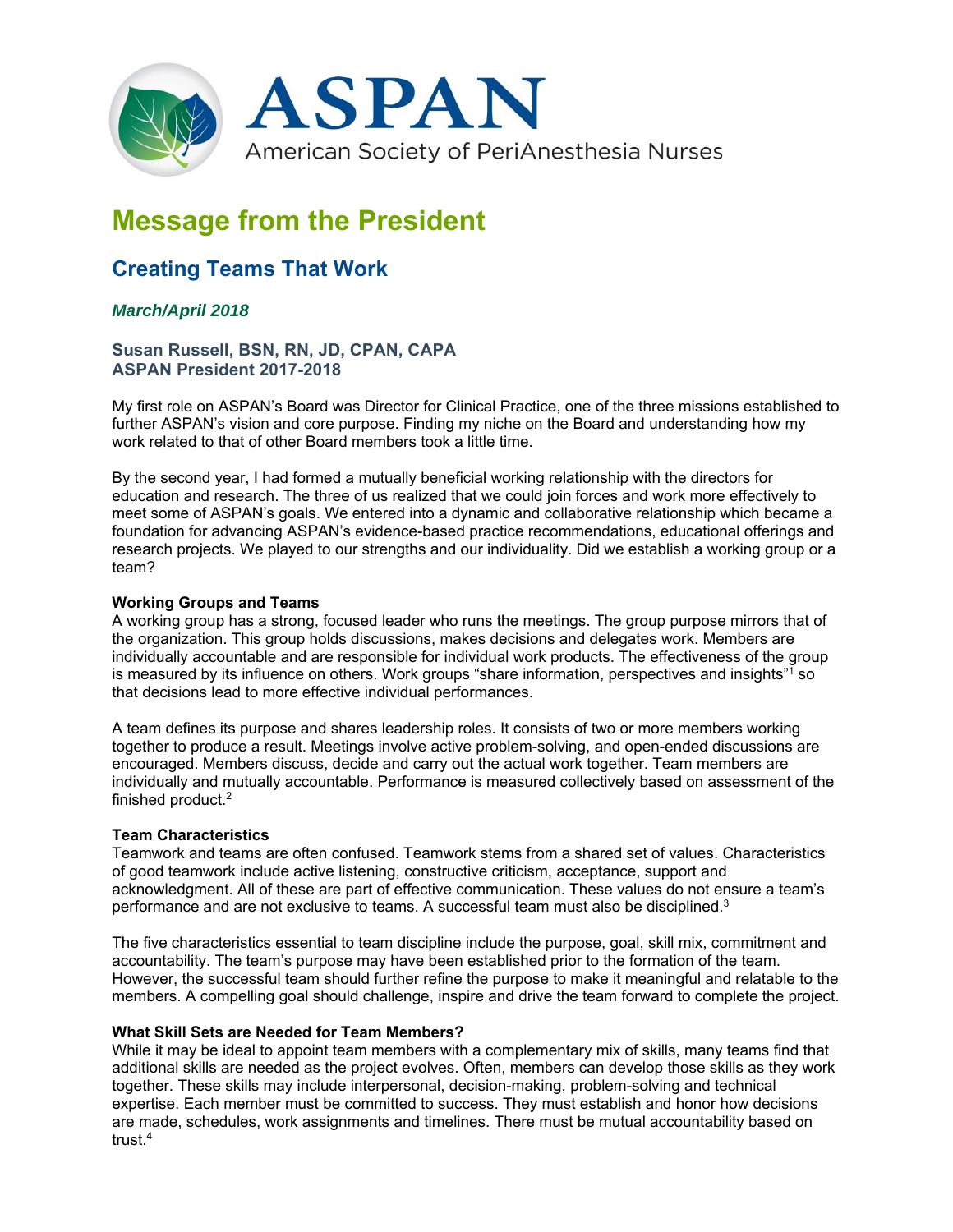# ASPAN

American Society of PeriAnesthesia Nurses

## Message from the President

### Creating Teams That Work

***March/April 2018***

**Susan Russell, BSN, RN, JD, CPAN, CAPA**
**ASPAN President 2017-2018**

My first role on ASPAN's Board was Director for Clinical Practice, one of the three missions established to further ASPAN's vision and core purpose. Finding my niche on the Board and understanding how my work related to that of other Board members took a little time.

By the second year, I had formed a mutually beneficial working relationship with the directors for education and research. The three of us realized that we could join forces and work more effectively to meet some of ASPAN's goals. We entered into a dynamic and collaborative relationship which became a foundation for advancing ASPAN's evidence-based practice recommendations, educational offerings and research projects. We played to our strengths and our individuality. Did we establish a working group or a team?

**Working Groups and Teams**
A working group has a strong, focused leader who runs the meetings. The group purpose mirrors that of the organization. This group holds discussions, makes decisions and delegates work. Members are individually accountable and are responsible for individual work products. The effectiveness of the group is measured by its influence on others. Work groups "share information, perspectives and insights"[1] so that decisions lead to more effective individual performances.

A team defines its purpose and shares leadership roles. It consists of two or more members working together to produce a result. Meetings involve active problem-solving, and open-ended discussions are encouraged. Members discuss, decide and carry out the actual work together. Team members are individually and mutually accountable. Performance is measured collectively based on assessment of the finished product.[2]

**Team Characteristics**
Teamwork and teams are often confused. Teamwork stems from a shared set of values. Characteristics of good teamwork include active listening, constructive criticism, acceptance, support and acknowledgment. All of these are part of effective communication. These values do not ensure a team's performance and are not exclusive to teams. A successful team must also be disciplined.[3]

The five characteristics essential to team discipline include the purpose, goal, skill mix, commitment and accountability. The team's purpose may have been established prior to the formation of the team. However, the successful team should further refine the purpose to make it meaningful and relatable to the members. A compelling goal should challenge, inspire and drive the team forward to complete the project.

**What Skill Sets are Needed for Team Members?**
While it may be ideal to appoint team members with a complementary mix of skills, many teams find that additional skills are needed as the project evolves. Often, members can develop those skills as they work together. These skills may include interpersonal, decision-making, problem-solving and technical expertise. Each member must be committed to success. They must establish and honor how decisions are made, schedules, work assignments and timelines. There must be mutual accountability based on trust.[4]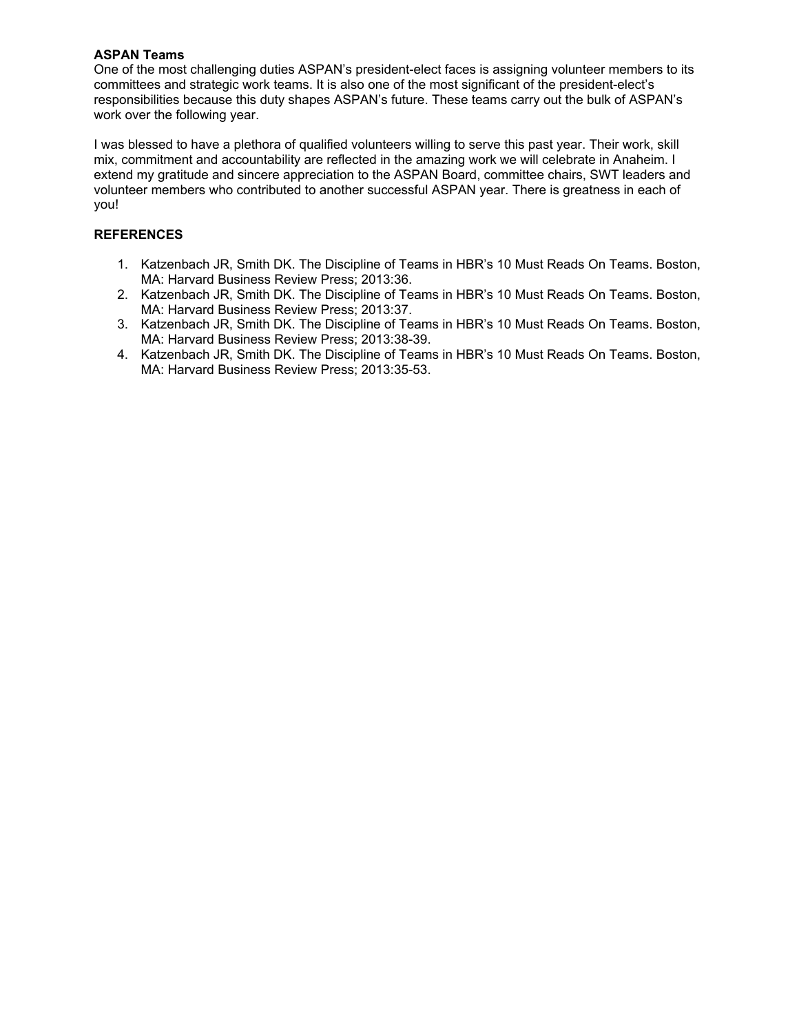**ASPAN Teams**

One of the most challenging duties ASPAN's president-elect faces is assigning volunteer members to its committees and strategic work teams. It is also one of the most significant of the president-elect's responsibilities because this duty shapes ASPAN's future. These teams carry out the bulk of ASPAN's work over the following year.

I was blessed to have a plethora of qualified volunteers willing to serve this past year. Their work, skill mix, commitment and accountability are reflected in the amazing work we will celebrate in Anaheim. I extend my gratitude and sincere appreciation to the ASPAN Board, committee chairs, SWT leaders and volunteer members who contributed to another successful ASPAN year. There is greatness in each of you!

**REFERENCES**

1. Katzenbach JR, Smith DK. The Discipline of Teams in HBR's 10 Must Reads On Teams. Boston, MA: Harvard Business Review Press; 2013:36.
2. Katzenbach JR, Smith DK. The Discipline of Teams in HBR's 10 Must Reads On Teams. Boston, MA: Harvard Business Review Press; 2013:37.
3. Katzenbach JR, Smith DK. The Discipline of Teams in HBR's 10 Must Reads On Teams. Boston, MA: Harvard Business Review Press; 2013:38-39.
4. Katzenbach JR, Smith DK. The Discipline of Teams in HBR's 10 Must Reads On Teams. Boston, MA: Harvard Business Review Press; 2013:35-53.